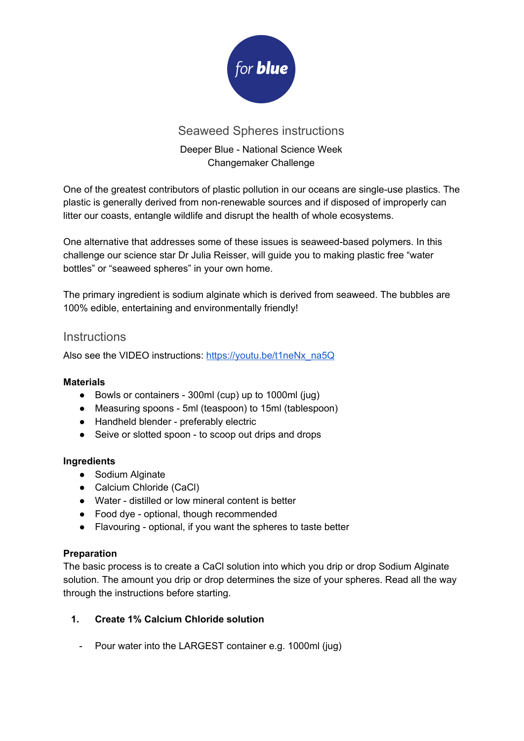for blue

# Seaweed Spheres instructions

Deeper Blue - National Science Week
Changemaker Challenge

One of the greatest contributors of plastic pollution in our oceans are single-use plastics. The plastic is generally derived from non-renewable sources and if disposed of improperly can litter our coasts, entangle wildlife and disrupt the health of whole ecosystems.

One alternative that addresses some of these issues is seaweed-based polymers. In this challenge our science star Dr Julia Reisser, will guide you to making plastic free "water bottles" or "seaweed spheres" in your own home.

The primary ingredient is sodium alginate which is derived from seaweed. The bubbles are 100% edible, entertaining and environmentally friendly!

## Instructions

Also see the VIDEO instructions: https://youtu.be/t1neNx_na5Q

**Materials**

- Bowls or containers - 300ml (cup) up to 1000ml (jug)
- Measuring spoons - 5ml (teaspoon) to 15ml (tablespoon)
- Handheld blender - preferably electric
- Seive or slotted spoon - to scoop out drips and drops

**Ingredients**

- Sodium Alginate
- Calcium Chloride (CaCl)
- Water - distilled or low mineral content is better
- Food dye - optional, though recommended
- Flavouring - optional, if you want the spheres to taste better

**Preparation**

The basic process is to create a CaCl solution into which you drip or drop Sodium Alginate solution. The amount you drip or drop determines the size of your spheres. Read all the way through the instructions before starting.

1. **Create 1% Calcium Chloride solution**

- Pour water into the LARGEST container e.g. 1000ml (jug)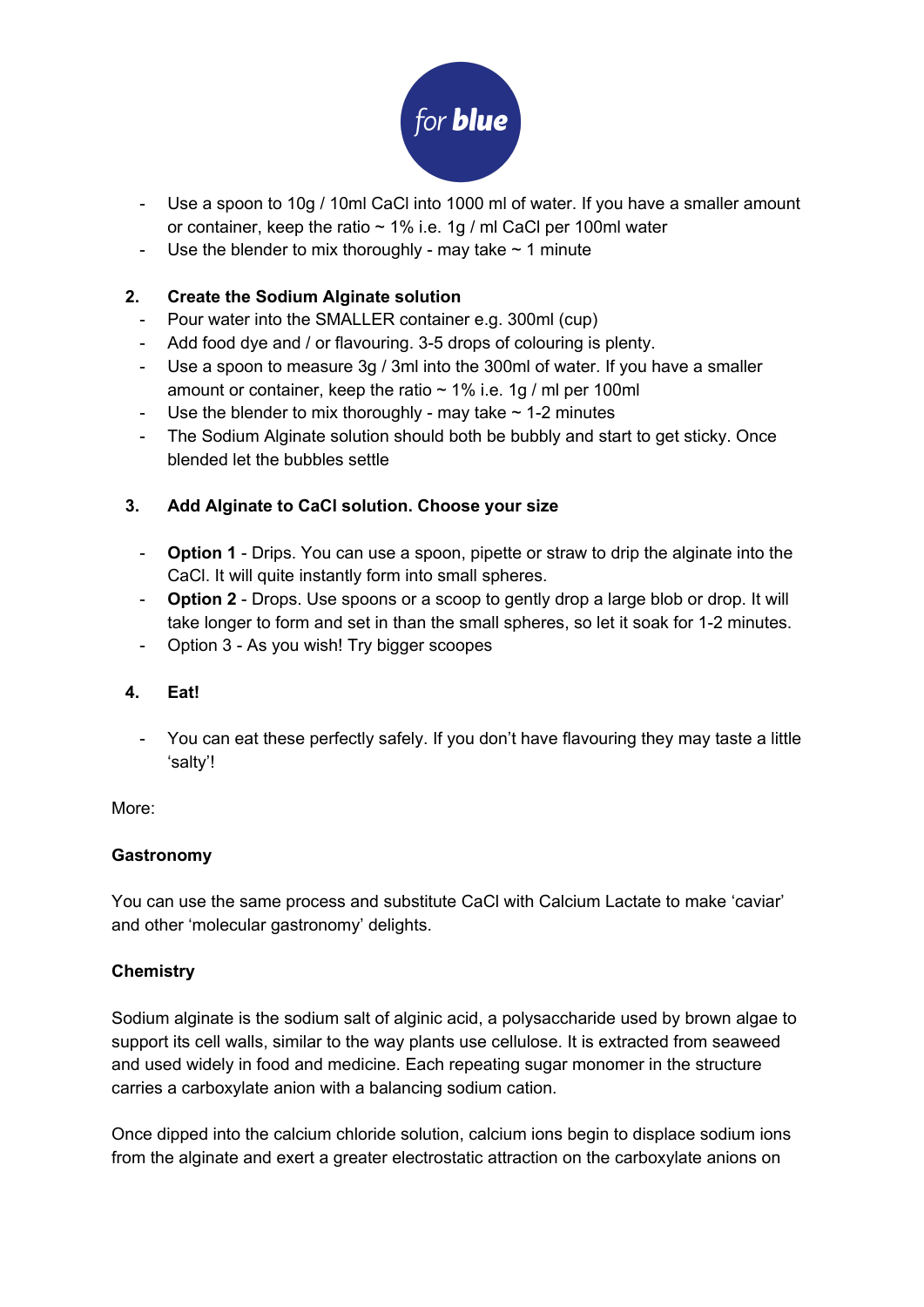- Use a spoon to 10g / 10ml CaCl into 1000 ml of water. If you have a smaller amount or container, keep the ratio ~ 1% i.e. 1g / ml CaCl per 100ml water
- Use the blender to mix thoroughly - may take ~ 1 minute

2. **Create the Sodium Alginate solution**
   - Pour water into the SMALLER container e.g. 300ml (cup)
   - Add food dye and / or flavouring. 3-5 drops of colouring is plenty.
   - Use a spoon to measure 3g / 3ml into the 300ml of water. If you have a smaller amount or container, keep the ratio ~ 1% i.e. 1g / ml per 100ml
   - Use the blender to mix thoroughly - may take ~ 1-2 minutes
   - The Sodium Alginate solution should both be bubbly and start to get sticky. Once blended let the bubbles settle

3. **Add Alginate to CaCl solution. Choose your size**
   - **Option 1** - Drips. You can use a spoon, pipette or straw to drip the alginate into the CaCl. It will quite instantly form into small spheres.
   - **Option 2** - Drops. Use spoons or a scoop to gently drop a large blob or drop. It will take longer to form and set in than the small spheres, so let it soak for 1-2 minutes.
   - Option 3 - As you wish! Try bigger scoopes

4. **Eat!**
   - You can eat these perfectly safely. If you don't have flavouring they may taste a little 'salty'!

More:

**Gastronomy**

You can use the same process and substitute CaCl with Calcium Lactate to make 'caviar' and other 'molecular gastronomy' delights.

**Chemistry**

Sodium alginate is the sodium salt of alginic acid, a polysaccharide used by brown algae to support its cell walls, similar to the way plants use cellulose. It is extracted from seaweed and used widely in food and medicine. Each repeating sugar monomer in the structure carries a carboxylate anion with a balancing sodium cation.

Once dipped into the calcium chloride solution, calcium ions begin to displace sodium ions from the alginate and exert a greater electrostatic attraction on the carboxylate anions on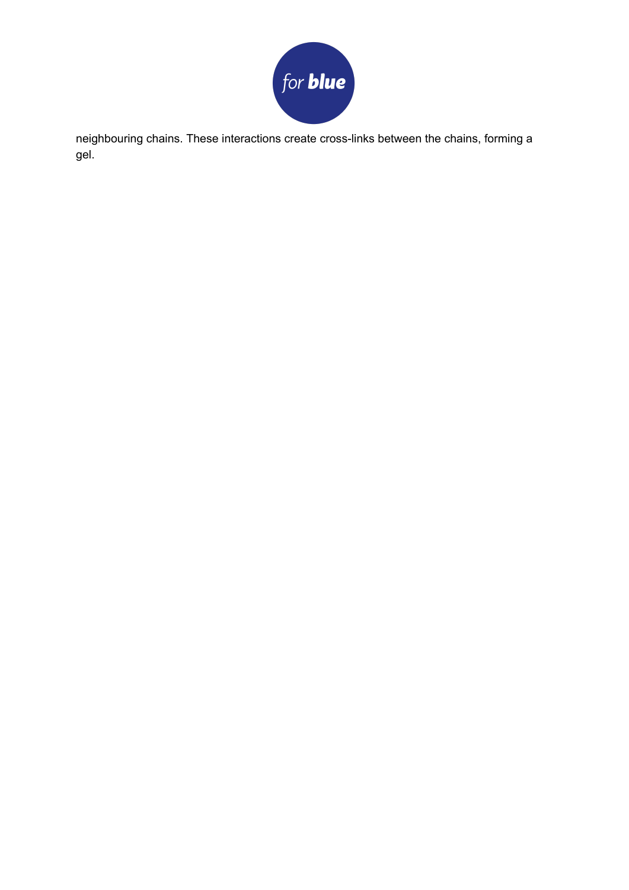neighbouring chains. These interactions create cross-links between the chains, forming a gel.